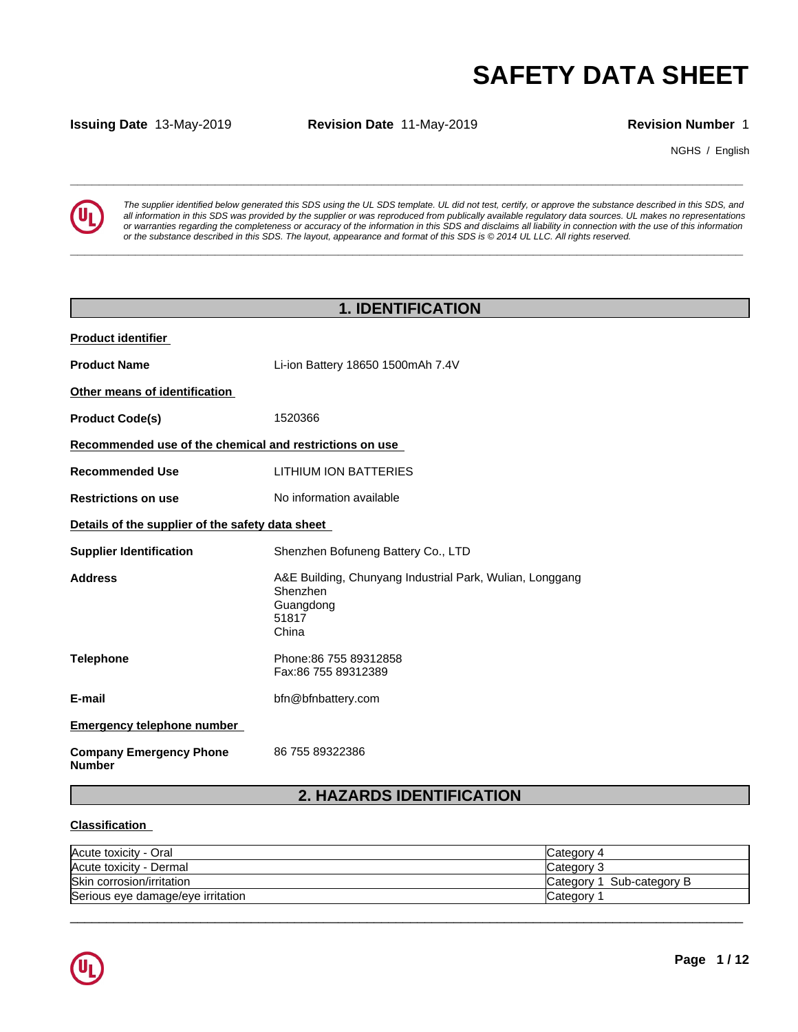# SAFETY DATA SHEET

**Issuing Date** 13-May-2019 **Revision Date** 11-May-2019 **Revision Number** 1

NGHS / English

*The supplier identified below generated this SDS using the UL SDS template. UL did not test, certify, or approve the substance described in this SDS, and all information in this SDS was provided by the supplier or was reproduced from publically available regulatory data sources. UL makes no representations or warranties regarding the completeness or accuracy of the information in this SDS and disclaims all liability in connection with the use of this information or the substance described in this SDS. The layout, appearance and format of this SDS is © 2014 UL LLC. All rights reserved.*

## 1. IDENTIFICATION

**Product identifier**

**Product Name** Li-ion Battery 18650 1500mAh 7.4V

**Other means of identification**

**Product Code(s)** 1520366

**Recommended use of the chemical and restrictions on use**

**Recommended Use** LITHIUM ION BATTERIES

**Restrictions on use** No information available

**Details of the supplier of the safety data sheet**

**Supplier Identification** Shenzhen Bofuneng Battery Co., LTD

**Address** A&E Building, Chunyang Industrial Park, Wulian, Longgang
Shenzhen
Guangdong
51817
China

**Telephone** Phone:86 755 89312858
Fax:86 755 89312389

**E-mail** bfn@bfnbattery.com

**Emergency telephone number**

**Company Emergency Phone Number** 86 755 89322386

## 2. HAZARDS IDENTIFICATION

**Classification**

| Hazard | Category |
|---|---|
| Acute toxicity - Oral | Category 4 |
| Acute toxicity - Dermal | Category 3 |
| Skin corrosion/irritation | Category 1 Sub-category B |
| Serious eye damage/eye irritation | Category 1 |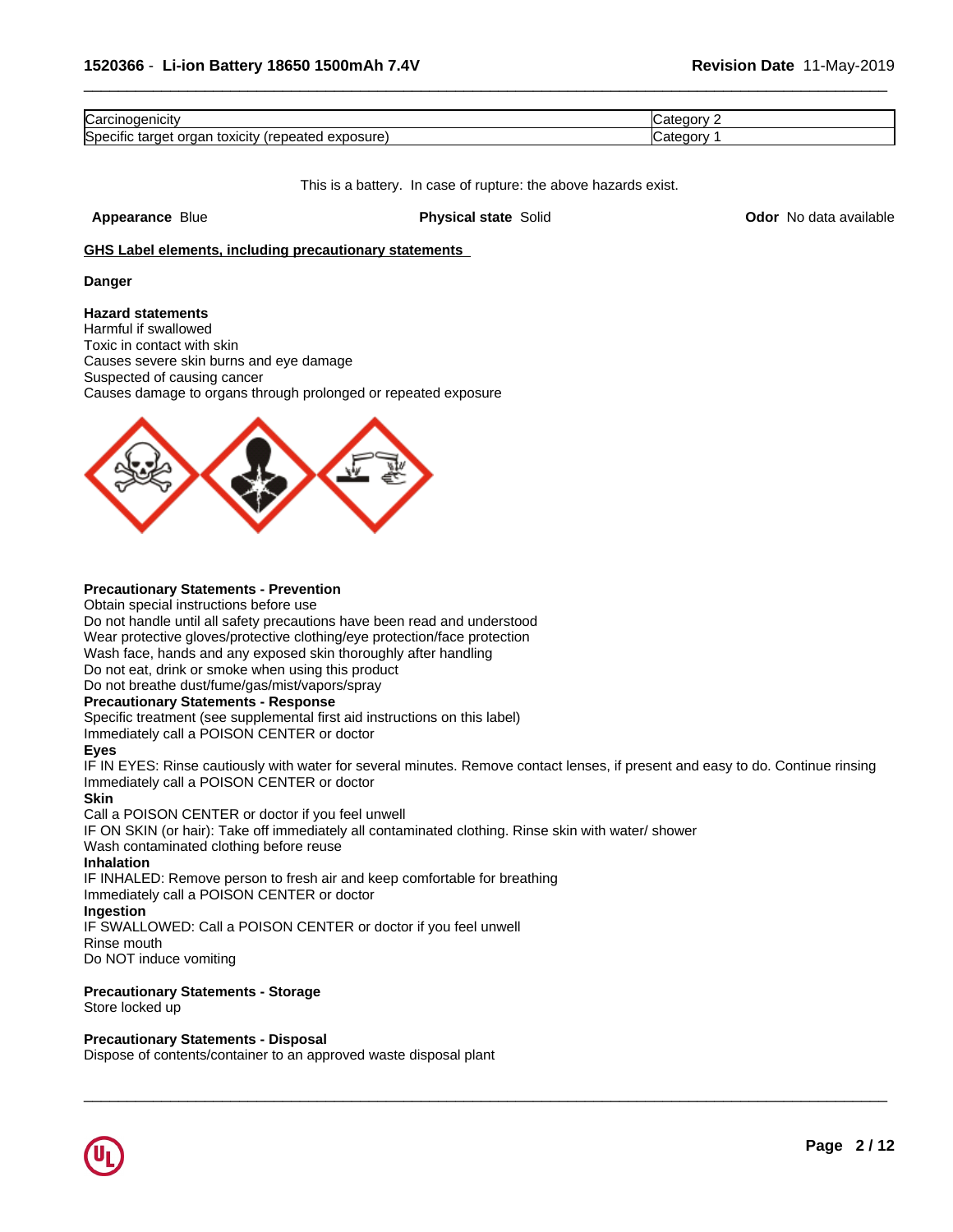| Carcinogenicity | Category 2 |
|---|---|
| Specific target organ toxicity (repeated exposure) | Category 1 |

This is a battery. In case of rupture: the above hazards exist.

**Appearance** Blue **Physical state** Solid **Odor** No data available

**GHS Label elements, including precautionary statements**

**Danger**

**Hazard statements**
Harmful if swallowed
Toxic in contact with skin
Causes severe skin burns and eye damage
Suspected of causing cancer
Causes damage to organs through prolonged or repeated exposure

**Precautionary Statements - Prevention**
Obtain special instructions before use
Do not handle until all safety precautions have been read and understood
Wear protective gloves/protective clothing/eye protection/face protection
Wash face, hands and any exposed skin thoroughly after handling
Do not eat, drink or smoke when using this product
Do not breathe dust/fume/gas/mist/vapors/spray

**Precautionary Statements - Response**
Specific treatment (see supplemental first aid instructions on this label)
Immediately call a POISON CENTER or doctor

**Eyes**
IF IN EYES: Rinse cautiously with water for several minutes. Remove contact lenses, if present and easy to do. Continue rinsing
Immediately call a POISON CENTER or doctor

**Skin**
Call a POISON CENTER or doctor if you feel unwell
IF ON SKIN (or hair): Take off immediately all contaminated clothing. Rinse skin with water/ shower
Wash contaminated clothing before reuse

**Inhalation**
IF INHALED: Remove person to fresh air and keep comfortable for breathing
Immediately call a POISON CENTER or doctor

**Ingestion**
IF SWALLOWED: Call a POISON CENTER or doctor if you feel unwell
Rinse mouth
Do NOT induce vomiting

**Precautionary Statements - Storage**
Store locked up

**Precautionary Statements - Disposal**
Dispose of contents/container to an approved waste disposal plant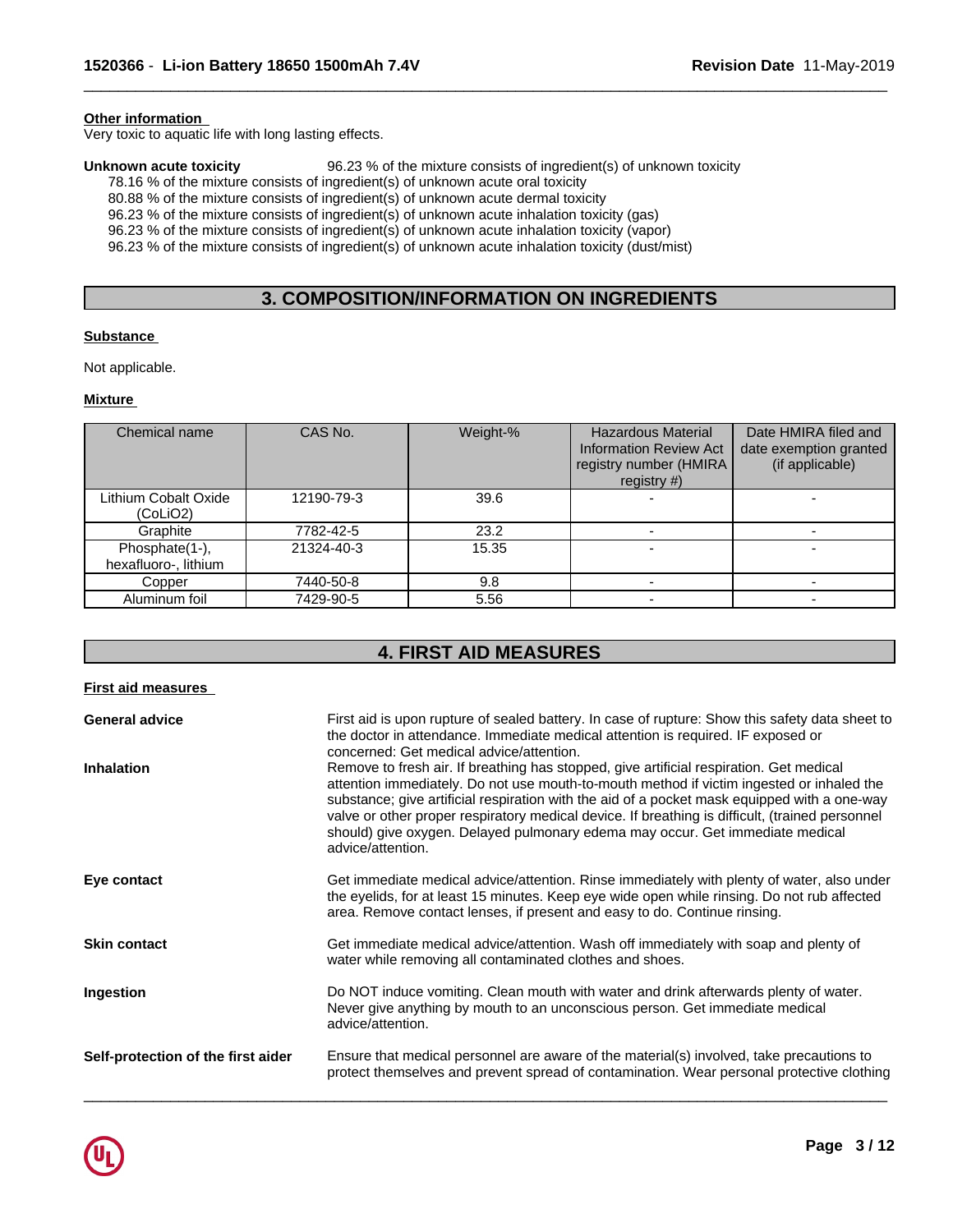**Other information**

Very toxic to aquatic life with long lasting effects.

**Unknown acute toxicity** 96.23 % of the mixture consists of ingredient(s) of unknown toxicity

78.16 % of the mixture consists of ingredient(s) of unknown acute oral toxicity
80.88 % of the mixture consists of ingredient(s) of unknown acute dermal toxicity
96.23 % of the mixture consists of ingredient(s) of unknown acute inhalation toxicity (gas)
96.23 % of the mixture consists of ingredient(s) of unknown acute inhalation toxicity (vapor)
96.23 % of the mixture consists of ingredient(s) of unknown acute inhalation toxicity (dust/mist)

## 3. COMPOSITION/INFORMATION ON INGREDIENTS

**Substance**

Not applicable.

**Mixture**

| Chemical name | CAS No. | Weight-% | Hazardous Material Information Review Act registry number (HMIRA registry #) | Date HMIRA filed and date exemption granted (if applicable) |
|---|---|---|---|---|
| Lithium Cobalt Oxide ($CoLiO_2$) | 12190-79-3 | 39.6 | - | - |
| Graphite | 7782-42-5 | 23.2 | - | - |
| Phosphate(1-), hexafluoro-, lithium | 21324-40-3 | 15.35 | - | - |
| Copper | 7440-50-8 | 9.8 | - | - |
| Aluminum foil | 7429-90-5 | 5.56 | - | - |

## 4. FIRST AID MEASURES

**First aid measures**

**General advice**
First aid is upon rupture of sealed battery. In case of rupture: Show this safety data sheet to the doctor in attendance. Immediate medical attention is required. IF exposed or concerned: Get medical advice/attention.

**Inhalation**
Remove to fresh air. If breathing has stopped, give artificial respiration. Get medical attention immediately. Do not use mouth-to-mouth method if victim ingested or inhaled the substance; give artificial respiration with the aid of a pocket mask equipped with a one-way valve or other proper respiratory medical device. If breathing is difficult, (trained personnel should) give oxygen. Delayed pulmonary edema may occur. Get immediate medical advice/attention.

**Eye contact**
Get immediate medical advice/attention. Rinse immediately with plenty of water, also under the eyelids, for at least 15 minutes. Keep eye wide open while rinsing. Do not rub affected area. Remove contact lenses, if present and easy to do. Continue rinsing.

**Skin contact**
Get immediate medical advice/attention. Wash off immediately with soap and plenty of water while removing all contaminated clothes and shoes.

**Ingestion**
Do NOT induce vomiting. Clean mouth with water and drink afterwards plenty of water. Never give anything by mouth to an unconscious person. Get immediate medical advice/attention.

**Self-protection of the first aider**
Ensure that medical personnel are aware of the material(s) involved, take precautions to protect themselves and prevent spread of contamination. Wear personal protective clothing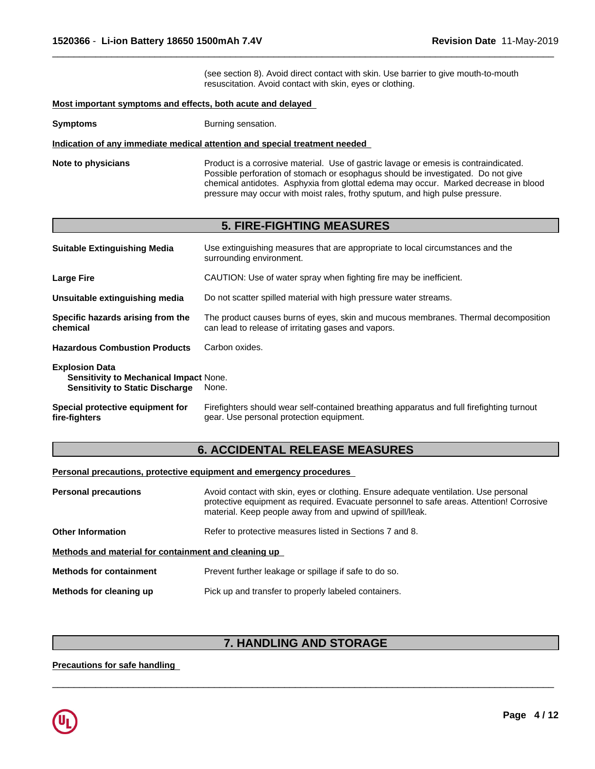(see section 8). Avoid direct contact with skin. Use barrier to give mouth-to-mouth resuscitation. Avoid contact with skin, eyes or clothing.

**Most important symptoms and effects, both acute and delayed**

**Symptoms** Burning sensation.

**Indication of any immediate medical attention and special treatment needed**

**Note to physicians** Product is a corrosive material. Use of gastric lavage or emesis is contraindicated. Possible perforation of stomach or esophagus should be investigated. Do not give chemical antidotes. Asphyxia from glottal edema may occur. Marked decrease in blood pressure may occur with moist rales, frothy sputum, and high pulse pressure.

## 5. FIRE-FIGHTING MEASURES

**Suitable Extinguishing Media** Use extinguishing measures that are appropriate to local circumstances and the surrounding environment.

**Large Fire** CAUTION: Use of water spray when fighting fire may be inefficient.

**Unsuitable extinguishing media** Do not scatter spilled material with high pressure water streams.

**Specific hazards arising from the chemical** The product causes burns of eyes, skin and mucous membranes. Thermal decomposition can lead to release of irritating gases and vapors.

**Hazardous Combustion Products** Carbon oxides.

**Explosion Data**
**Sensitivity to Mechanical Impact** None.
**Sensitivity to Static Discharge** None.

**Special protective equipment for fire-fighters** Firefighters should wear self-contained breathing apparatus and full firefighting turnout gear. Use personal protection equipment.

## 6. ACCIDENTAL RELEASE MEASURES

**Personal precautions, protective equipment and emergency procedures**

**Personal precautions** Avoid contact with skin, eyes or clothing. Ensure adequate ventilation. Use personal protective equipment as required. Evacuate personnel to safe areas. Attention! Corrosive material. Keep people away from and upwind of spill/leak.

**Other Information** Refer to protective measures listed in Sections 7 and 8.

**Methods and material for containment and cleaning up**

**Methods for containment** Prevent further leakage or spillage if safe to do so.

**Methods for cleaning up** Pick up and transfer to properly labeled containers.

## 7. HANDLING AND STORAGE

**Precautions for safe handling**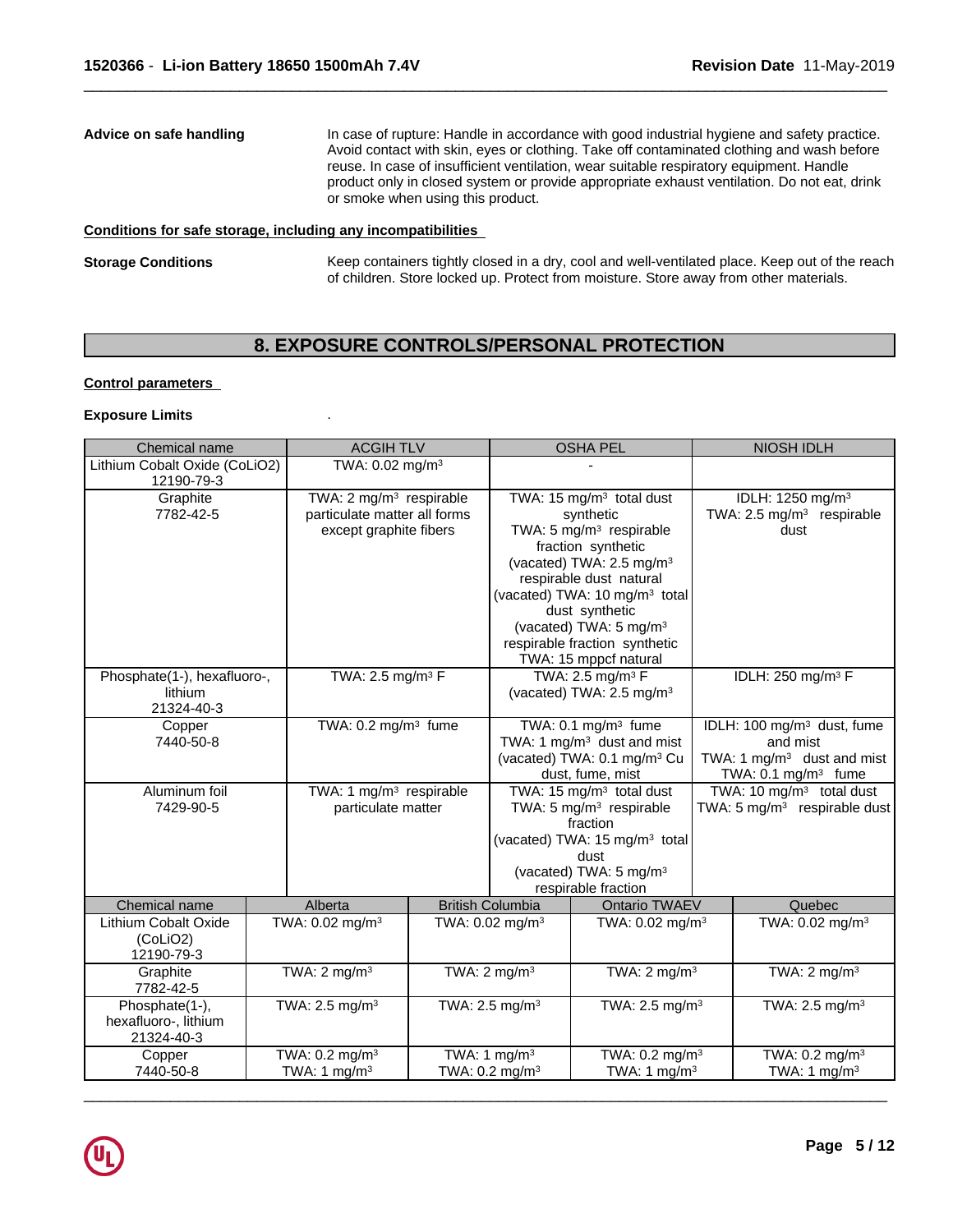**Advice on safe handling** In case of rupture: Handle in accordance with good industrial hygiene and safety practice. Avoid contact with skin, eyes or clothing. Take off contaminated clothing and wash before reuse. In case of insufficient ventilation, wear suitable respiratory equipment. Handle product only in closed system or provide appropriate exhaust ventilation. Do not eat, drink or smoke when using this product.

**Conditions for safe storage, including any incompatibilities**

**Storage Conditions** Keep containers tightly closed in a dry, cool and well-ventilated place. Keep out of the reach of children. Store locked up. Protect from moisture. Store away from other materials.

## 8. EXPOSURE CONTROLS/PERSONAL PROTECTION

**Control parameters**

**Exposure Limits** .

| Chemical name | ACGIH TLV | OSHA PEL | NIOSH IDLH |
|---|---|---|---|
| Lithium Cobalt Oxide (CoLiO2) 12190-79-3 | TWA: 0.02 mg/m³ | - | |
| Graphite 7782-42-5 | TWA: 2 mg/m³ respirable particulate matter all forms except graphite fibers | TWA: 15 mg/m³ total dust synthetic<br>TWA: 5 mg/m³ respirable fraction synthetic<br>(vacated) TWA: 2.5 mg/m³ respirable dust natural<br>(vacated) TWA: 10 mg/m³ total dust synthetic<br>(vacated) TWA: 5 mg/m³ respirable fraction synthetic<br>TWA: 15 mppcf natural | IDLH: 1250 mg/m³<br>TWA: 2.5 mg/m³ respirable dust |
| Phosphate(1-), hexafluoro-, lithium 21324-40-3 | TWA: 2.5 mg/m³ F | TWA: 2.5 mg/m³ F<br>(vacated) TWA: 2.5 mg/m³ | IDLH: 250 mg/m³ F |
| Copper 7440-50-8 | TWA: 0.2 mg/m³ fume | TWA: 0.1 mg/m³ fume<br>TWA: 1 mg/m³ dust and mist<br>(vacated) TWA: 0.1 mg/m³ Cu dust, fume, mist | IDLH: 100 mg/m³ dust, fume and mist<br>TWA: 1 mg/m³ dust and mist<br>TWA: 0.1 mg/m³ fume |
| Aluminum foil 7429-90-5 | TWA: 1 mg/m³ respirable particulate matter | TWA: 15 mg/m³ total dust<br>TWA: 5 mg/m³ respirable fraction<br>(vacated) TWA: 15 mg/m³ total dust<br>(vacated) TWA: 5 mg/m³ respirable fraction | TWA: 10 mg/m³ total dust<br>TWA: 5 mg/m³ respirable dust |

| Chemical name | Alberta | British Columbia | Ontario TWAEV | Quebec |
|---|---|---|---|---|
| Lithium Cobalt Oxide (CoLiO2) 12190-79-3 | TWA: 0.02 mg/m³ | TWA: 0.02 mg/m³ | TWA: 0.02 mg/m³ | TWA: 0.02 mg/m³ |
| Graphite 7782-42-5 | TWA: 2 mg/m³ | TWA: 2 mg/m³ | TWA: 2 mg/m³ | TWA: 2 mg/m³ |
| Phosphate(1-), hexafluoro-, lithium 21324-40-3 | TWA: 2.5 mg/m³ | TWA: 2.5 mg/m³ | TWA: 2.5 mg/m³ | TWA: 2.5 mg/m³ |
| Copper 7440-50-8 | TWA: 0.2 mg/m³<br>TWA: 1 mg/m³ | TWA: 1 mg/m³<br>TWA: 0.2 mg/m³ | TWA: 0.2 mg/m³<br>TWA: 1 mg/m³ | TWA: 0.2 mg/m³<br>TWA: 1 mg/m³ |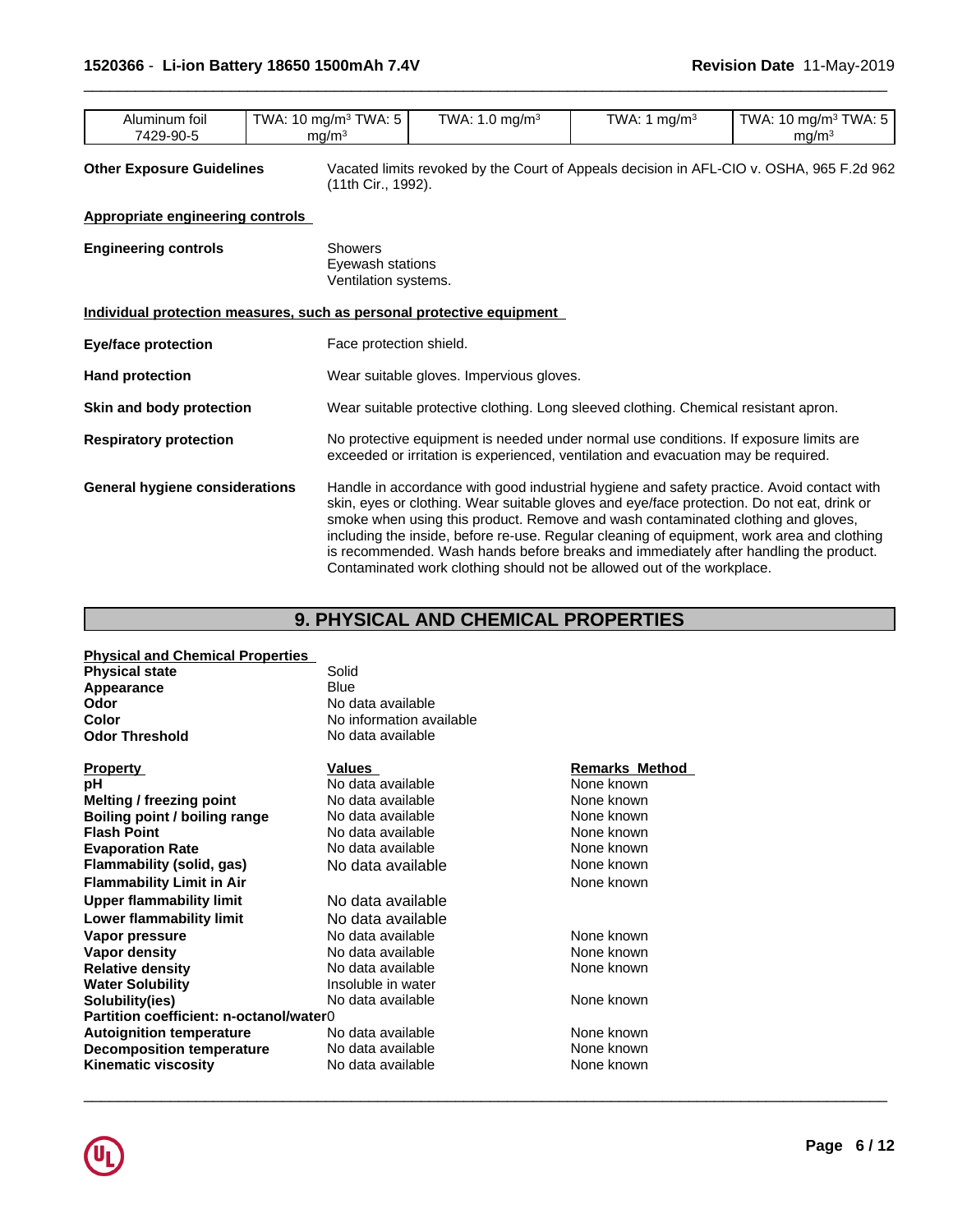| Aluminum foil 7429-90-5 | TWA: 10 mg/m³ TWA: 5 mg/m³ | TWA: 1.0 mg/m³ | TWA: 1 mg/m³ | TWA: 10 mg/m³ TWA: 5 mg/m³ |
|---|---|---|---|---|

**Other Exposure Guidelines** Vacated limits revoked by the Court of Appeals decision in AFL-CIO v. OSHA, 965 F.2d 962 (11th Cir., 1992).

**Appropriate engineering controls**

**Engineering controls**
Showers
Eyewash stations
Ventilation systems.

**Individual protection measures, such as personal protective equipment**

**Eye/face protection** Face protection shield.

**Hand protection** Wear suitable gloves. Impervious gloves.

**Skin and body protection** Wear suitable protective clothing. Long sleeved clothing. Chemical resistant apron.

**Respiratory protection** No protective equipment is needed under normal use conditions. If exposure limits are exceeded or irritation is experienced, ventilation and evacuation may be required.

**General hygiene considerations** Handle in accordance with good industrial hygiene and safety practice. Avoid contact with skin, eyes or clothing. Wear suitable gloves and eye/face protection. Do not eat, drink or smoke when using this product. Remove and wash contaminated clothing and gloves, including the inside, before re-use. Regular cleaning of equipment, work area and clothing is recommended. Wash hands before breaks and immediately after handling the product. Contaminated work clothing should not be allowed out of the workplace.

## 9. PHYSICAL AND CHEMICAL PROPERTIES

**Physical and Chemical Properties**

| | |
|---|---|
| **Physical state** | Solid |
| **Appearance** | Blue |
| **Odor** | No data available |
| **Color** | No information available |
| **Odor Threshold** | No data available |

| Property | Values | Remarks Method |
|---|---|---|
| **pH** | No data available | None known |
| **Melting / freezing point** | No data available | None known |
| **Boiling point / boiling range** | No data available | None known |
| **Flash Point** | No data available | None known |
| **Evaporation Rate** | No data available | None known |
| **Flammability (solid, gas)** | No data available | None known |
| **Flammability Limit in Air** | | None known |
| **Upper flammability limit** | No data available | |
| **Lower flammability limit** | No data available | |
| **Vapor pressure** | No data available | None known |
| **Vapor density** | No data available | None known |
| **Relative density** | No data available | None known |
| **Water Solubility** | Insoluble in water | |
| **Solubility(ies)** | No data available | None known |
| **Partition coefficient: n-octanol/water** | 0 | |
| **Autoignition temperature** | No data available | None known |
| **Decomposition temperature** | No data available | None known |
| **Kinematic viscosity** | No data available | None known |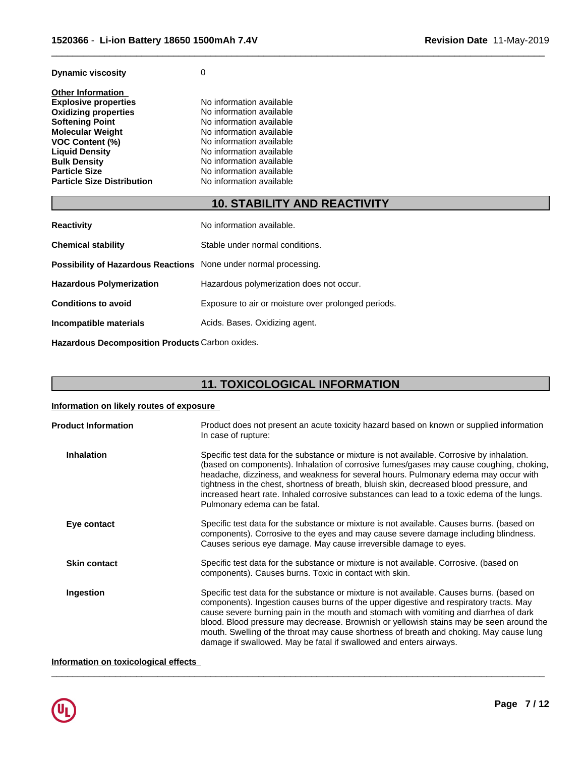| | |
|---|---|
| **Dynamic viscosity** | 0 |

**Other Information**

| | |
|---|---|
| **Explosive properties** | No information available |
| **Oxidizing properties** | No information available |
| **Softening Point** | No information available |
| **Molecular Weight** | No information available |
| **VOC Content (%)** | No information available |
| **Liquid Density** | No information available |
| **Bulk Density** | No information available |
| **Particle Size** | No information available |
| **Particle Size Distribution** | No information available |

## 10. STABILITY AND REACTIVITY

| | |
|---|---|
| **Reactivity** | No information available. |
| **Chemical stability** | Stable under normal conditions. |
| **Possibility of Hazardous Reactions** | None under normal processing. |
| **Hazardous Polymerization** | Hazardous polymerization does not occur. |
| **Conditions to avoid** | Exposure to air or moisture over prolonged periods. |
| **Incompatible materials** | Acids. Bases. Oxidizing agent. |
| **Hazardous Decomposition Products** | Carbon oxides. |

## 11. TOXICOLOGICAL INFORMATION

**Information on likely routes of exposure**

**Product Information**
Product does not present an acute toxicity hazard based on known or supplied information
In case of rupture:

**Inhalation**
Specific test data for the substance or mixture is not available. Corrosive by inhalation. (based on components). Inhalation of corrosive fumes/gases may cause coughing, choking, headache, dizziness, and weakness for several hours. Pulmonary edema may occur with tightness in the chest, shortness of breath, bluish skin, decreased blood pressure, and increased heart rate. Inhaled corrosive substances can lead to a toxic edema of the lungs. Pulmonary edema can be fatal.

**Eye contact**
Specific test data for the substance or mixture is not available. Causes burns. (based on components). Corrosive to the eyes and may cause severe damage including blindness. Causes serious eye damage. May cause irreversible damage to eyes.

**Skin contact**
Specific test data for the substance or mixture is not available. Corrosive. (based on components). Causes burns. Toxic in contact with skin.

**Ingestion**
Specific test data for the substance or mixture is not available. Causes burns. (based on components). Ingestion causes burns of the upper digestive and respiratory tracts. May cause severe burning pain in the mouth and stomach with vomiting and diarrhea of dark blood. Blood pressure may decrease. Brownish or yellowish stains may be seen around the mouth. Swelling of the throat may cause shortness of breath and choking. May cause lung damage if swallowed. May be fatal if swallowed and enters airways.

**Information on toxicological effects**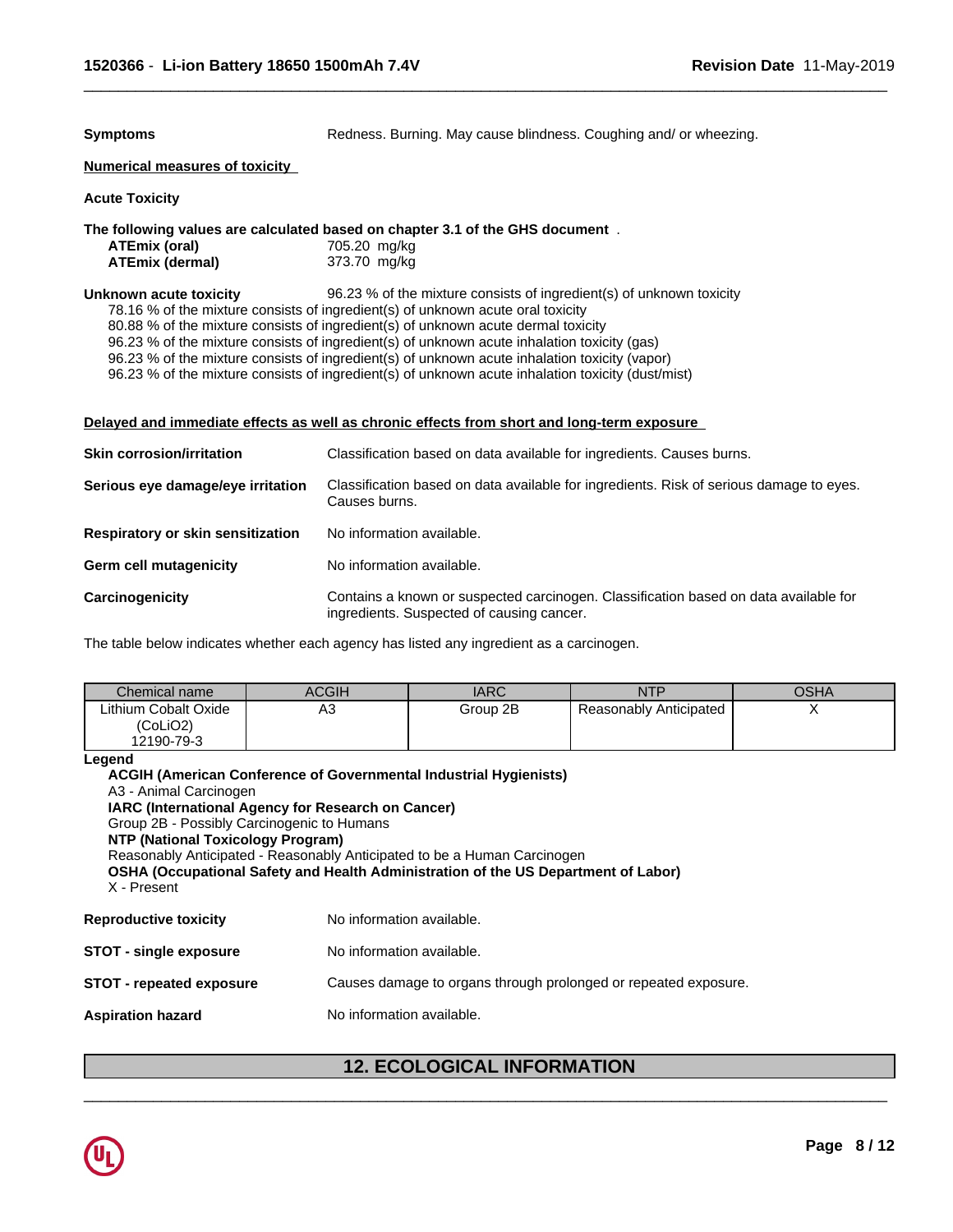**Symptoms** Redness. Burning. May cause blindness. Coughing and/ or wheezing.

**Numerical measures of toxicity**

**Acute Toxicity**

**The following values are calculated based on chapter 3.1 of the GHS document** .

| | |
|---|---|
| **ATEmix (oral)** | 705.20 mg/kg |
| **ATEmix (dermal)** | 373.70 mg/kg |

**Unknown acute toxicity** 96.23 % of the mixture consists of ingredient(s) of unknown toxicity

78.16 % of the mixture consists of ingredient(s) of unknown acute oral toxicity
80.88 % of the mixture consists of ingredient(s) of unknown acute dermal toxicity
96.23 % of the mixture consists of ingredient(s) of unknown acute inhalation toxicity (gas)
96.23 % of the mixture consists of ingredient(s) of unknown acute inhalation toxicity (vapor)
96.23 % of the mixture consists of ingredient(s) of unknown acute inhalation toxicity (dust/mist)

**Delayed and immediate effects as well as chronic effects from short and long-term exposure**

**Skin corrosion/irritation** Classification based on data available for ingredients. Causes burns.

**Serious eye damage/eye irritation** Classification based on data available for ingredients. Risk of serious damage to eyes. Causes burns.

**Respiratory or skin sensitization** No information available.

**Germ cell mutagenicity** No information available.

**Carcinogenicity** Contains a known or suspected carcinogen. Classification based on data available for ingredients. Suspected of causing cancer.

The table below indicates whether each agency has listed any ingredient as a carcinogen.

| Chemical name | ACGIH | IARC | NTP | OSHA |
|---|---|---|---|---|
| Lithium Cobalt Oxide (CoLiO2) 12190-79-3 | A3 | Group 2B | Reasonably Anticipated | X |

**Legend**

**ACGIH (American Conference of Governmental Industrial Hygienists)**
A3 - Animal Carcinogen
**IARC (International Agency for Research on Cancer)**
Group 2B - Possibly Carcinogenic to Humans
**NTP (National Toxicology Program)**
Reasonably Anticipated - Reasonably Anticipated to be a Human Carcinogen
**OSHA (Occupational Safety and Health Administration of the US Department of Labor)**
X - Present

**Reproductive toxicity** No information available.

**STOT - single exposure** No information available.

**STOT - repeated exposure** Causes damage to organs through prolonged or repeated exposure.

**Aspiration hazard** No information available.

## 12. ECOLOGICAL INFORMATION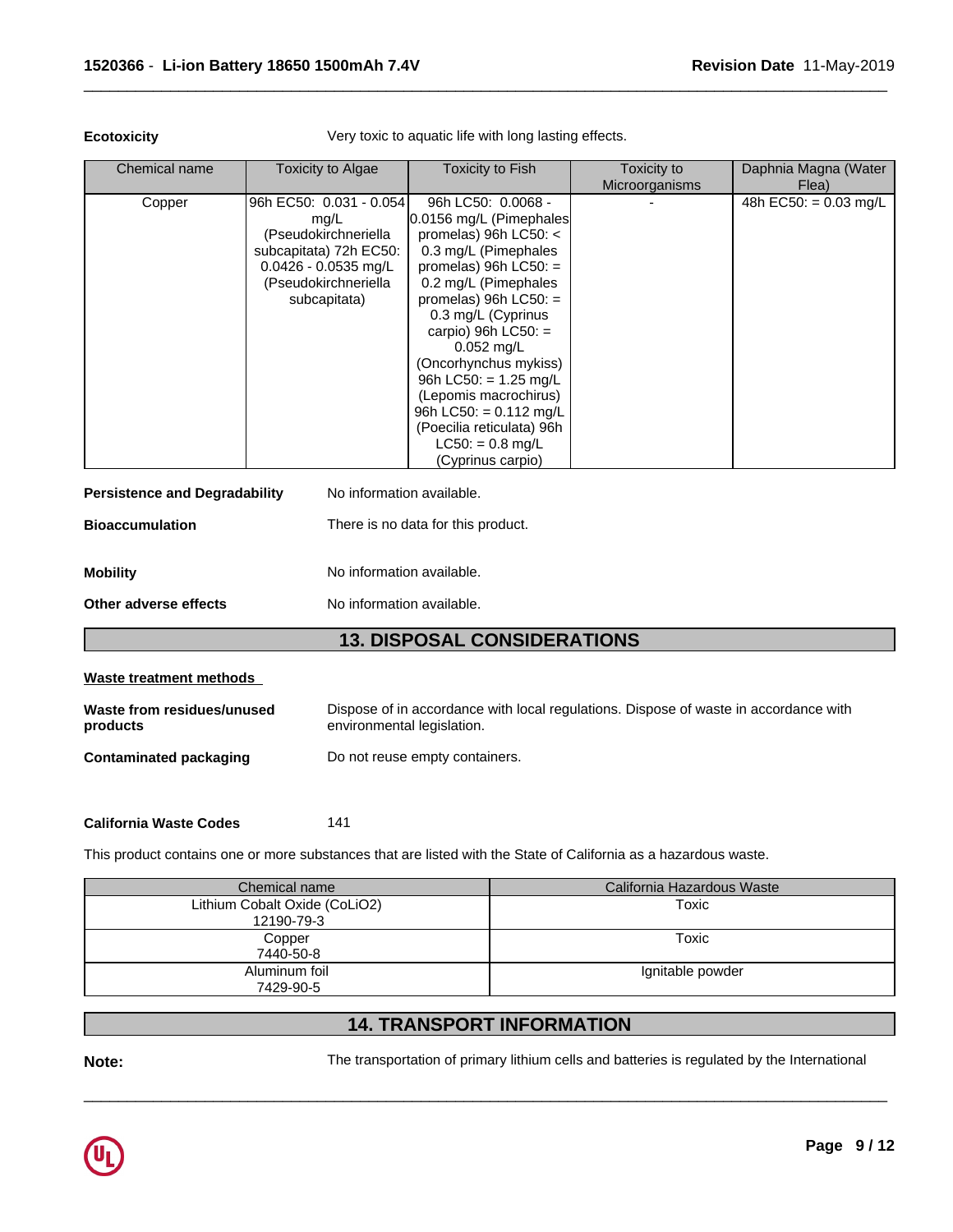**Ecotoxicity** Very toxic to aquatic life with long lasting effects.

| Chemical name | Toxicity to Algae | Toxicity to Fish | Toxicity to Microorganisms | Daphnia Magna (Water Flea) |
|---|---|---|---|---|
| Copper | 96h EC50: 0.031 - 0.054 mg/L (Pseudokirchneriella subcapitata) 72h EC50: 0.0426 - 0.0535 mg/L (Pseudokirchneriella subcapitata) | 96h LC50: 0.0068 - 0.0156 mg/L (Pimephales promelas) 96h LC50: < 0.3 mg/L (Pimephales promelas) 96h LC50: = 0.2 mg/L (Pimephales promelas) 96h LC50: = 0.3 mg/L (Cyprinus carpio) 96h LC50: = 0.052 mg/L (Oncorhynchus mykiss) 96h LC50: = 1.25 mg/L (Lepomis macrochirus) 96h LC50: = 0.112 mg/L (Poecilia reticulata) 96h LC50: = 0.8 mg/L (Cyprinus carpio) | - | 48h EC50: = 0.03 mg/L |

**Persistence and Degradability** No information available.

**Bioaccumulation** There is no data for this product.

**Mobility** No information available.

**Other adverse effects** No information available.

## 13. DISPOSAL CONSIDERATIONS

**Waste treatment methods**

**Waste from residues/unused products** Dispose of in accordance with local regulations. Dispose of waste in accordance with environmental legislation.

**Contaminated packaging** Do not reuse empty containers.

**California Waste Codes** 141

This product contains one or more substances that are listed with the State of California as a hazardous waste.

| Chemical name | California Hazardous Waste |
|---|---|
| Lithium Cobalt Oxide (CoLiO2) 12190-79-3 | Toxic |
| Copper 7440-50-8 | Toxic |
| Aluminum foil 7429-90-5 | Ignitable powder |

## 14. TRANSPORT INFORMATION

**Note:** The transportation of primary lithium cells and batteries is regulated by the International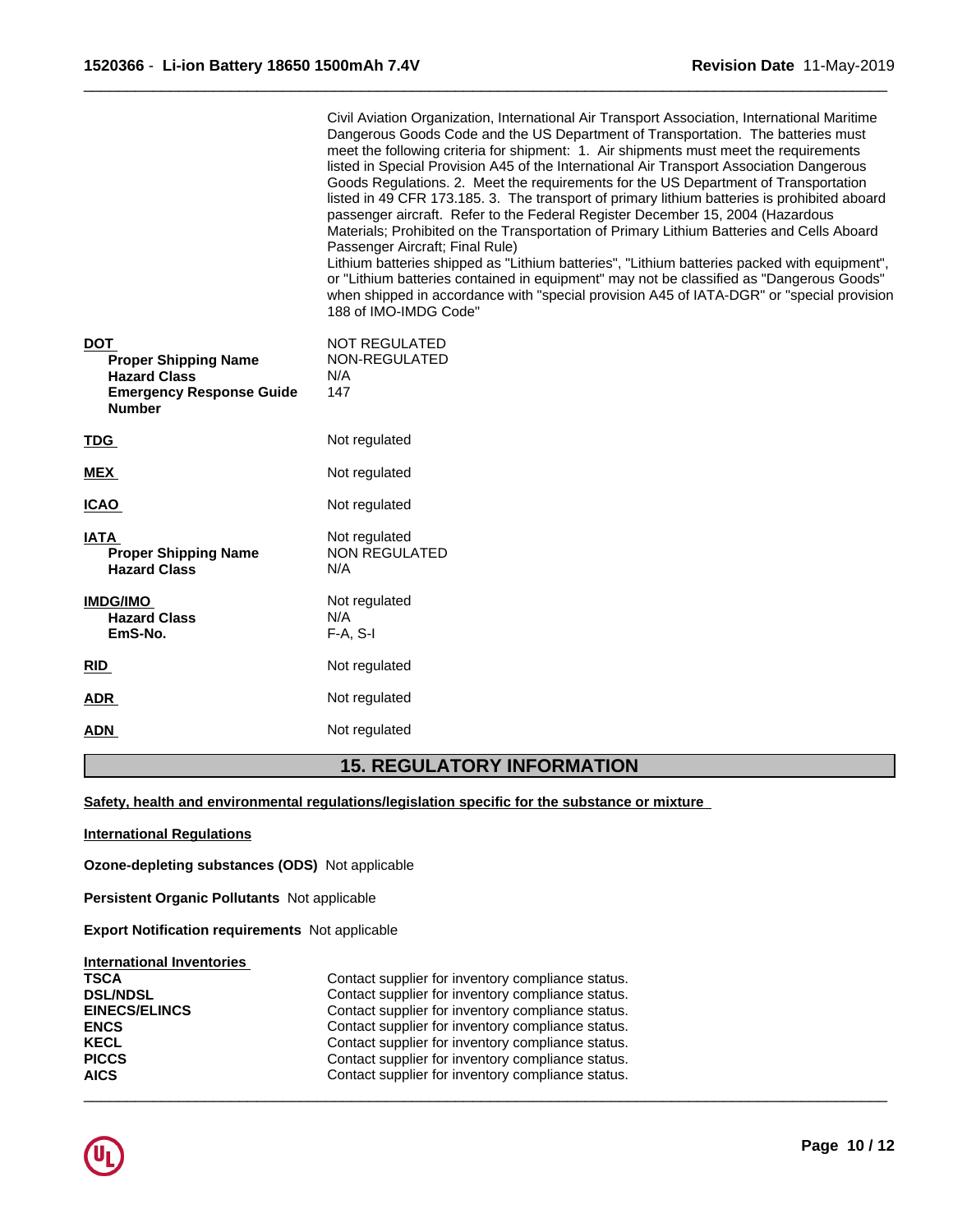Civil Aviation Organization, International Air Transport Association, International Maritime Dangerous Goods Code and the US Department of Transportation. The batteries must meet the following criteria for shipment: 1. Air shipments must meet the requirements listed in Special Provision A45 of the International Air Transport Association Dangerous Goods Regulations. 2. Meet the requirements for the US Department of Transportation listed in 49 CFR 173.185. 3. The transport of primary lithium batteries is prohibited aboard passenger aircraft. Refer to the Federal Register December 15, 2004 (Hazardous Materials; Prohibited on the Transportation of Primary Lithium Batteries and Cells Aboard Passenger Aircraft; Final Rule)
Lithium batteries shipped as "Lithium batteries", "Lithium batteries packed with equipment", or "Lithium batteries contained in equipment" may not be classified as "Dangerous Goods" when shipped in accordance with "special provision A45 of IATA-DGR" or "special provision 188 of IMO-IMDG Code"

| | |
|---|---|
| **DOT** | NOT REGULATED |
| **Proper Shipping Name** | NON-REGULATED |
| **Hazard Class** | N/A |
| **Emergency Response Guide Number** | 147 |
| **TDG** | Not regulated |
| **MEX** | Not regulated |
| **ICAO** | Not regulated |
| **IATA** | Not regulated |
| **Proper Shipping Name** | NON REGULATED |
| **Hazard Class** | N/A |
| **IMDG/IMO** | Not regulated |
| **Hazard Class** | N/A |
| **EmS-No.** | F-A, S-I |
| **RID** | Not regulated |
| **ADR** | Not regulated |
| **ADN** | Not regulated |

## 15. REGULATORY INFORMATION

**Safety, health and environmental regulations/legislation specific for the substance or mixture**

**International Regulations**

**Ozone-depleting substances (ODS)** Not applicable

**Persistent Organic Pollutants** Not applicable

**Export Notification requirements** Not applicable

**International Inventories**

| | |
|---|---|
| **TSCA** | Contact supplier for inventory compliance status. |
| **DSL/NDSL** | Contact supplier for inventory compliance status. |
| **EINECS/ELINCS** | Contact supplier for inventory compliance status. |
| **ENCS** | Contact supplier for inventory compliance status. |
| **KECL** | Contact supplier for inventory compliance status. |
| **PICCS** | Contact supplier for inventory compliance status. |
| **AICS** | Contact supplier for inventory compliance status. |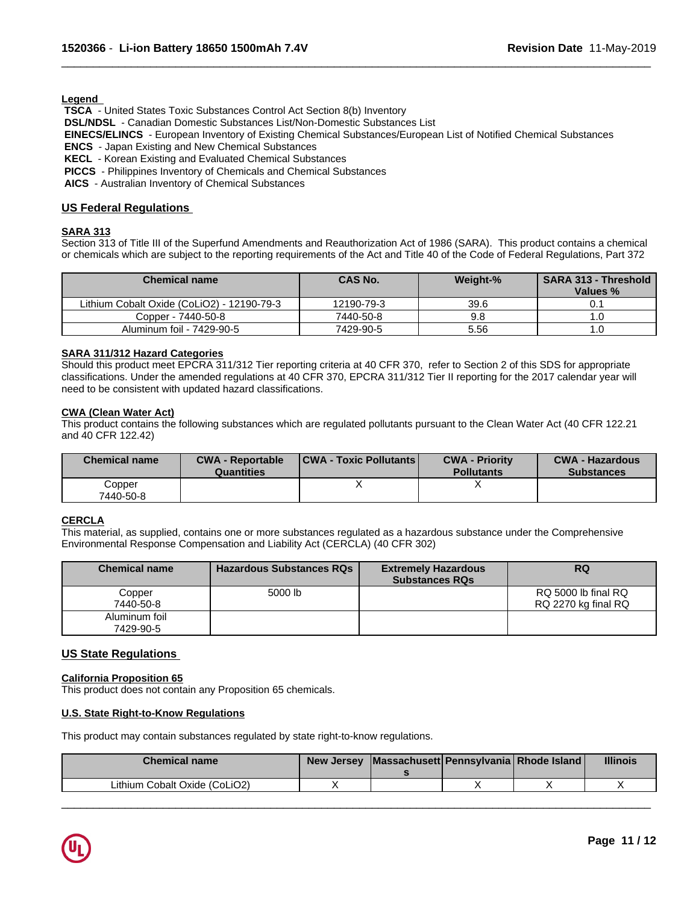**Legend**

**TSCA** - United States Toxic Substances Control Act Section 8(b) Inventory
**DSL/NDSL** - Canadian Domestic Substances List/Non-Domestic Substances List
**EINECS/ELINCS** - European Inventory of Existing Chemical Substances/European List of Notified Chemical Substances
**ENCS** - Japan Existing and New Chemical Substances
**KECL** - Korean Existing and Evaluated Chemical Substances
**PICCS** - Philippines Inventory of Chemicals and Chemical Substances
**AICS** - Australian Inventory of Chemical Substances

## US Federal Regulations

### SARA 313

Section 313 of Title III of the Superfund Amendments and Reauthorization Act of 1986 (SARA). This product contains a chemical or chemicals which are subject to the reporting requirements of the Act and Title 40 of the Code of Federal Regulations, Part 372

| Chemical name | CAS No. | Weight-% | SARA 313 - Threshold Values % |
|---|---|---|---|
| Lithium Cobalt Oxide (CoLiO2) - 12190-79-3 | 12190-79-3 | 39.6 | 0.1 |
| Copper - 7440-50-8 | 7440-50-8 | 9.8 | 1.0 |
| Aluminum foil - 7429-90-5 | 7429-90-5 | 5.56 | 1.0 |

### SARA 311/312 Hazard Categories

Should this product meet EPCRA 311/312 Tier reporting criteria at 40 CFR 370, refer to Section 2 of this SDS for appropriate classifications. Under the amended regulations at 40 CFR 370, EPCRA 311/312 Tier II reporting for the 2017 calendar year will need to be consistent with updated hazard classifications.

### CWA (Clean Water Act)

This product contains the following substances which are regulated pollutants pursuant to the Clean Water Act (40 CFR 122.21 and 40 CFR 122.42)

| Chemical name | CWA - Reportable Quantities | CWA - Toxic Pollutants | CWA - Priority Pollutants | CWA - Hazardous Substances |
|---|---|---|---|---|
| Copper 7440-50-8 | | X | X | |

### CERCLA

This material, as supplied, contains one or more substances regulated as a hazardous substance under the Comprehensive Environmental Response Compensation and Liability Act (CERCLA) (40 CFR 302)

| Chemical name | Hazardous Substances RQs | Extremely Hazardous Substances RQs | RQ |
|---|---|---|---|
| Copper 7440-50-8 | 5000 lb | | RQ 5000 lb final RQ RQ 2270 kg final RQ |
| Aluminum foil 7429-90-5 | | | |

## US State Regulations

### California Proposition 65

This product does not contain any Proposition 65 chemicals.

### U.S. State Right-to-Know Regulations

This product may contain substances regulated by state right-to-know regulations.

| Chemical name | New Jersey | Massachusetts | Pennsylvania | Rhode Island | Illinois |
|---|---|---|---|---|---|
| Lithium Cobalt Oxide (CoLiO2) | X | | X | X | X |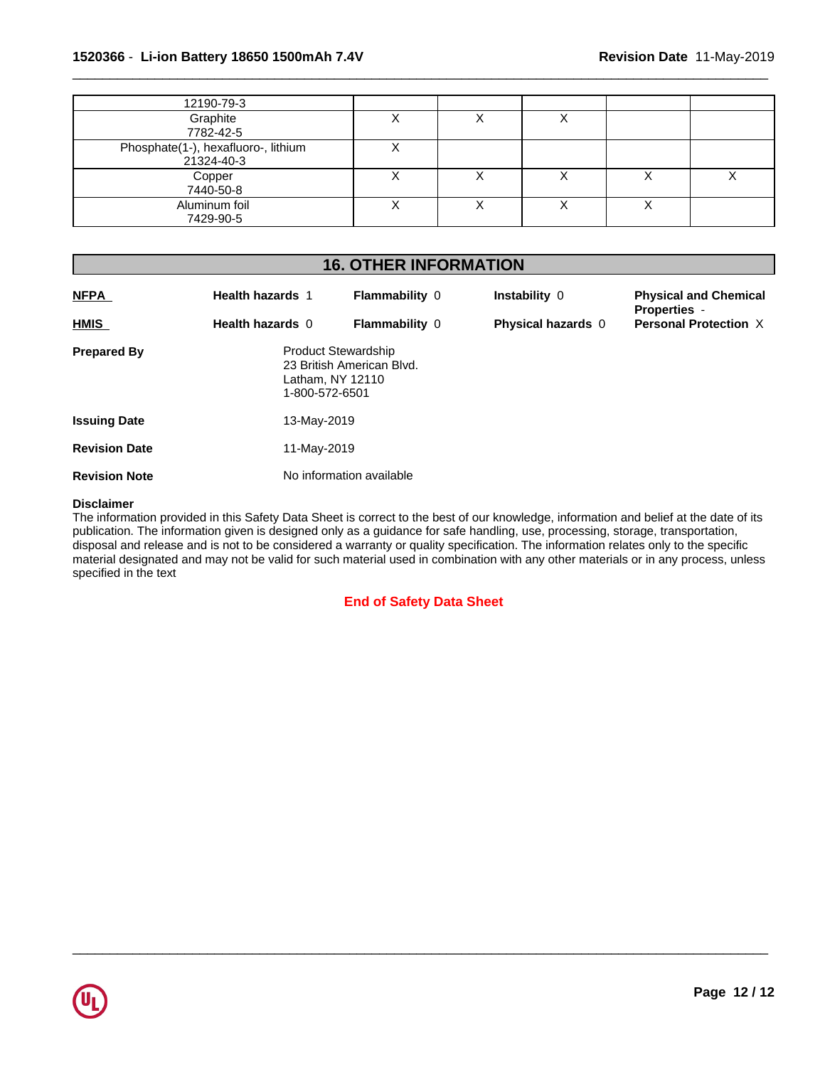| | | | | | |
|---|---|---|---|---|---|
| 12190-79-3 | | | | | |
| Graphite<br>7782-42-5 | X | X | X | | |
| Phosphate(1-), hexafluoro-, lithium<br>21324-40-3 | X | | | | |
| Copper<br>7440-50-8 | X | X | X | X | X |
| Aluminum foil<br>7429-90-5 | X | X | X | X | |

## 16. OTHER INFORMATION

| | | | | |
|---|---|---|---|---|
| **NFPA** | **Health hazards** 1 | **Flammability** 0 | **Instability** 0 | **Physical and Chemical Properties** - |
| **HMIS** | **Health hazards** 0 | **Flammability** 0 | **Physical hazards** 0 | **Personal Protection** X |

**Prepared By**
Product Stewardship
23 British American Blvd.
Latham, NY 12110
1-800-572-6501

**Issuing Date** 13-May-2019

**Revision Date** 11-May-2019

**Revision Note** No information available

**Disclaimer**
The information provided in this Safety Data Sheet is correct to the best of our knowledge, information and belief at the date of its publication. The information given is designed only as a guidance for safe handling, use, processing, storage, transportation, disposal and release and is not to be considered a warranty or quality specification. The information relates only to the specific material designated and may not be valid for such material used in combination with any other materials or in any process, unless specified in the text

**End of Safety Data Sheet**